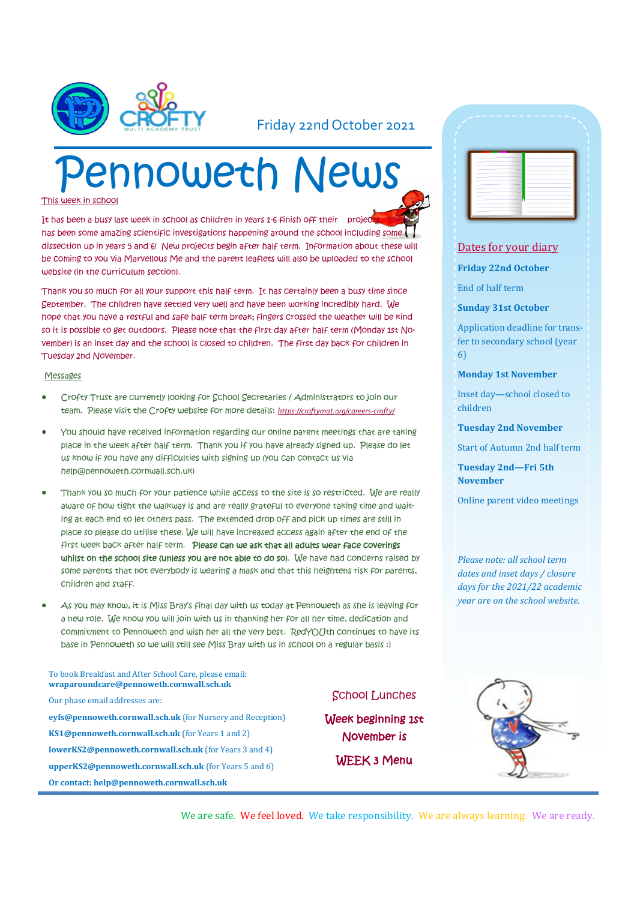Friday 22nd October 2021

# Pennoweth News

## This week in school

It has been a busy last week in school as children in years 1-6 finish off their projects. There has been some amazing scientific investigations happening around the school including some dissection up in years 5 and 6! New projects begin after half term. Information about these will be coming to you via Marvellous Me and the parent leaflets will also be uploaded to the school website (in the curriculum section).

Thank you so much for all your support this half term. It has certainly been a busy time since September. The children have settled very well and have been working incredibly hard. We hope that you have a restful and safe half term break; fingers crossed the weather will be kind so it is possible to get outdoors. Please note that the first day after half term (Monday 1st November) is an inset day and the school is closed to children. The first day back for children in Tuesday 2nd November.

## Messages

- Crofty Trust are currently looking for School Secretaries / Administrators to join our team. Please visit the Crofty website for more details: *https://croftymat.org/careers-crofty/*
- You should have received information regarding our online parent meetings that are taking place in the week after half term. Thank you if you have already signed up. Please do let us know if you have any difficulties with signing up (you can contact us via help@pennoweth.cornwall.sch.uk)
- Thank you so much for your patience while access to the site is so restricted. We are really aware of how tight the walkway is and are really grateful to everyone taking time and waiting at each end to let others pass. The extended drop off and pick up times are still in place so please do utilise these. We will have increased access again after the end of the first week back after half term. **Please can we ask that all adults wear face coverings whilst on the school site (unless you are not able to do so).** We have had concerns raised by some parents that not everybody is wearing a mask and that this heightens risk for parents, children and staff.
- As you may know, it is Miss Bray's final day with us today at Pennoweth as she is leaving for a new role. We know you will join with us in thanking her for all her time, dedication and commitment to Pennoweth and wish her all the very best. RedYOUth continues to have its base in Pennoweth so we will still see Miss Bray with us in school on a regular basis :)

To book Breakfast and After School Care, please email: **wraparoundcare@pennoweth.cornwall.sch.uk**

Our phase email addresses are:

**eyfs@pennoweth.cornwall.sch.uk** (for Nursery and Reception)

**KS1@pennoweth.cornwall.sch.uk** (for Years 1 and 2)

**lowerKS2@pennoweth.cornwall.sch.uk** (for Years 3 and 4)

**upperKS2@pennoweth.cornwall.sch.uk** (for Years 5 and 6)

**Or contact: help@pennoweth.cornwall.sch.uk**

## School Lunches

**Week beginning 1st November is**

**WEEK 3 Menu**

## Dates for your diary

**Friday 22nd October**

End of half term

**Sunday 31st October**

Application deadline for transfer to secondary school (year 6)

**Monday 1st November**

Inset day—school closed to children

**Tuesday 2nd November**

Start of Autumn 2nd half term

**Tuesday 2nd—Fri 5th November**

Online parent video meetings

*Please note: all school term dates and inset days / closure days for the 2021/22 academic year are on the school website.*

We are safe. We feel loved. We take responsibility. We are always learning. We are ready.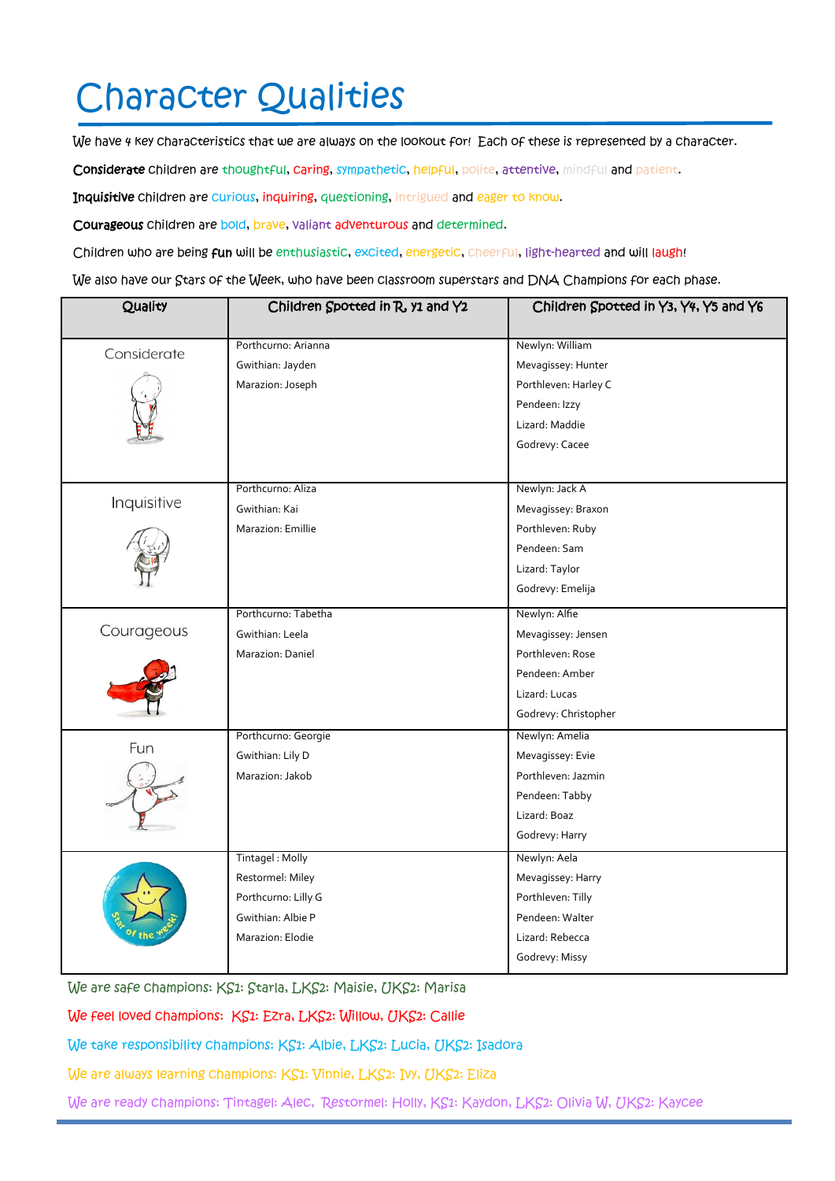# Character Qualities

We have 4 key characteristics that we are always on the lookout for! Each of these is represented by a character.

**Considerate** children are thoughtful, caring, sympathetic, helpful, polite, attentive, mindful and patient.

**Inquisitive** children are curious, inquiring, questioning, intrigued and eager to know.

**Courageous** children are bold, brave, valiant adventurous and determined.

Children who are being **fun** will be enthusiastic, excited, energetic, cheerful, light-hearted and will laugh!

We also have our Stars of the Week, who have been classroom superstars and DNA Champions for each phase.

| Quality | Children Spotted in R, Y1 and Y2 | Children Spotted in Y3, Y4, Y5 and Y6 |
|---|---|---|
| Considerate | Porthcurno: Arianna<br>Gwithian: Jayden<br>Marazion: Joseph | Newlyn: William<br>Mevagissey: Hunter<br>Porthleven: Harley C<br>Pendeen: Izzy<br>Lizard: Maddie<br>Godrevy: Cacee |
| Inquisitive | Porthcurno: Aliza<br>Gwithian: Kai<br>Marazion: Emillie | Newlyn: Jack A<br>Mevagissey: Braxon<br>Porthleven: Ruby<br>Pendeen: Sam<br>Lizard: Taylor<br>Godrevy: Emelija |
| Courageous | Porthcurno: Tabetha<br>Gwithian: Leela<br>Marazion: Daniel | Newlyn: Alfie<br>Mevagissey: Jensen<br>Porthleven: Rose<br>Pendeen: Amber<br>Lizard: Lucas<br>Godrevy: Christopher |
| Fun | Porthcurno: Georgie<br>Gwithian: Lily D<br>Marazion: Jakob | Newlyn: Amelia<br>Mevagissey: Evie<br>Porthleven: Jazmin<br>Pendeen: Tabby<br>Lizard: Boaz<br>Godrevy: Harry |
| Star of the week! | Tintagel : Molly<br>Restormel: Miley<br>Porthcurno: Lilly G<br>Gwithian: Albie P<br>Marazion: Elodie | Newlyn: Aela<br>Mevagissey: Harry<br>Porthleven: Tilly<br>Pendeen: Walter<br>Lizard: Rebecca<br>Godrevy: Missy |

We are safe champions: KS1: Starla, LKS2: Maisie, UKS2: Marisa

We feel loved champions: KS1: Ezra, LKS2: Willow, UKS2: Callie

We take responsibility champions: KS1: Albie, LKS2: Lucia, UKS2: Isadora

We are always learning champions: KS1: Vinnie, LKS2: Ivy, UKS2: Eliza

We are ready champions: Tintagel: Alec, Restormel: Holly, KS1: Kaydon, LKS2: Olivia W, UKS2: Kaycee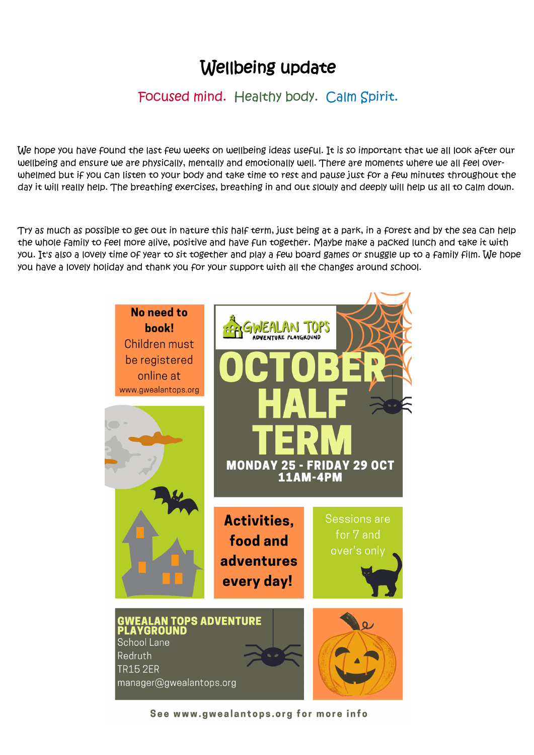# Wellbeing update

Focused mind. Healthy body. Calm Spirit.

We hope you have found the last few weeks on wellbeing ideas useful. It is so important that we all look after our wellbeing and ensure we are physically, mentally and emotionally well. There are moments where we all feel over-whelmed but if you can listen to your body and take time to rest and pause just for a few minutes throughout the day it will really help. The breathing exercises, breathing in and out slowly and deeply will help us all to calm down.

Try as much as possible to get out in nature this half term, just being at a park, in a forest and by the sea can help the whole family to feel more alive, positive and have fun together. Maybe make a packed lunch and take it with you. It's also a lovely time of year to sit together and play a few board games or snuggle up to a family film. We hope you have a lovely holiday and thank you for your support with all the changes around school.

**No need to book!** Children must be registered online at www.gwealantops.org

GWEALAN TOPS ADVENTURE PLAYGROUND

## OCTOBER HALF TERM

**MONDAY 25 - FRIDAY 29 OCT**
**11AM-4PM**

**Activities, food and adventures every day!**

Sessions are for 7 and over's only

**GWEALAN TOPS ADVENTURE PLAYGROUND**
School Lane
Redruth
TR15 2ER
manager@gwealantops.org

See www.gwealantops.org for more info